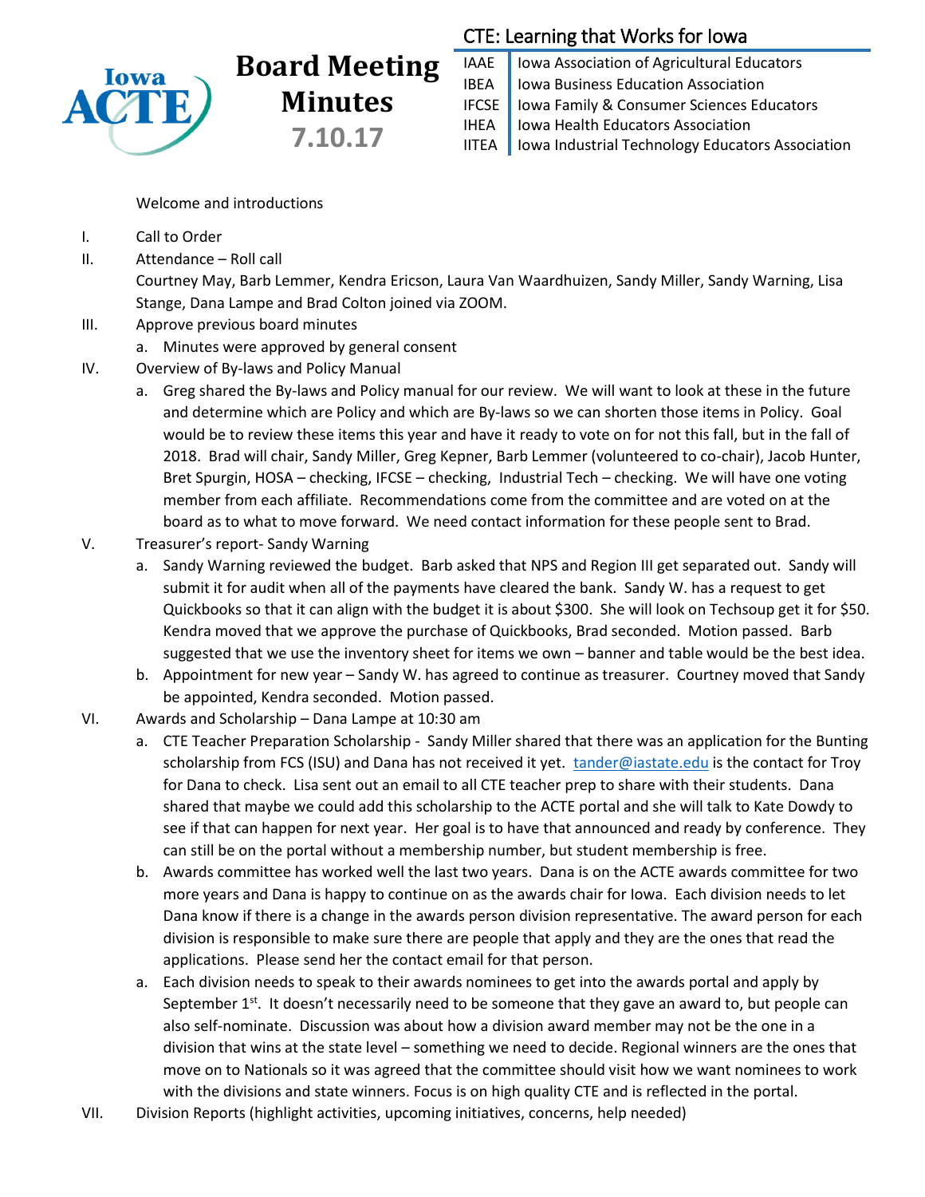# Board Meeting Minutes

## 7.10.17

**CTE: Learning that Works for Iowa**

| | |
|---|---|
| IAAE | Iowa Association of Agricultural Educators |
| IBEA | Iowa Business Education Association |
| IFCSE | Iowa Family & Consumer Sciences Educators |
| IHEA | Iowa Health Educators Association |
| IITEA | Iowa Industrial Technology Educators Association |

Welcome and introductions

I. Call to Order

II. Attendance – Roll call

Courtney May, Barb Lemmer, Kendra Ericson, Laura Van Waardhuizen, Sandy Miller, Sandy Warning, Lisa Stange, Dana Lampe and Brad Colton joined via ZOOM.

III. Approve previous board minutes

a. Minutes were approved by general consent

IV. Overview of By-laws and Policy Manual

a. Greg shared the By-laws and Policy manual for our review. We will want to look at these in the future and determine which are Policy and which are By-laws so we can shorten those items in Policy. Goal would be to review these items this year and have it ready to vote on for not this fall, but in the fall of 2018. Brad will chair, Sandy Miller, Greg Kepner, Barb Lemmer (volunteered to co-chair), Jacob Hunter, Bret Spurgin, HOSA – checking, IFCSE – checking, Industrial Tech – checking. We will have one voting member from each affiliate. Recommendations come from the committee and are voted on at the board as to what to move forward. We need contact information for these people sent to Brad.

V. Treasurer's report- Sandy Warning

a. Sandy Warning reviewed the budget. Barb asked that NPS and Region III get separated out. Sandy will submit it for audit when all of the payments have cleared the bank. Sandy W. has a request to get Quickbooks so that it can align with the budget it is about $300. She will look on Techsoup get it for $50. Kendra moved that we approve the purchase of Quickbooks, Brad seconded. Motion passed. Barb suggested that we use the inventory sheet for items we own – banner and table would be the best idea.

b. Appointment for new year – Sandy W. has agreed to continue as treasurer. Courtney moved that Sandy be appointed, Kendra seconded. Motion passed.

VI. Awards and Scholarship – Dana Lampe at 10:30 am

a. CTE Teacher Preparation Scholarship - Sandy Miller shared that there was an application for the Bunting scholarship from FCS (ISU) and Dana has not received it yet. tander@iastate.edu is the contact for Troy for Dana to check. Lisa sent out an email to all CTE teacher prep to share with their students. Dana shared that maybe we could add this scholarship to the ACTE portal and she will talk to Kate Dowdy to see if that can happen for next year. Her goal is to have that announced and ready by conference. They can still be on the portal without a membership number, but student membership is free.

b. Awards committee has worked well the last two years. Dana is on the ACTE awards committee for two more years and Dana is happy to continue on as the awards chair for Iowa. Each division needs to let Dana know if there is a change in the awards person division representative. The award person for each division is responsible to make sure there are people that apply and they are the ones that read the applications. Please send her the contact email for that person.

a. Each division needs to speak to their awards nominees to get into the awards portal and apply by September 1st. It doesn't necessarily need to be someone that they gave an award to, but people can also self-nominate. Discussion was about how a division award member may not be the one in a division that wins at the state level – something we need to decide. Regional winners are the ones that move on to Nationals so it was agreed that the committee should visit how we want nominees to work with the divisions and state winners. Focus is on high quality CTE and is reflected in the portal.

VII. Division Reports (highlight activities, upcoming initiatives, concerns, help needed)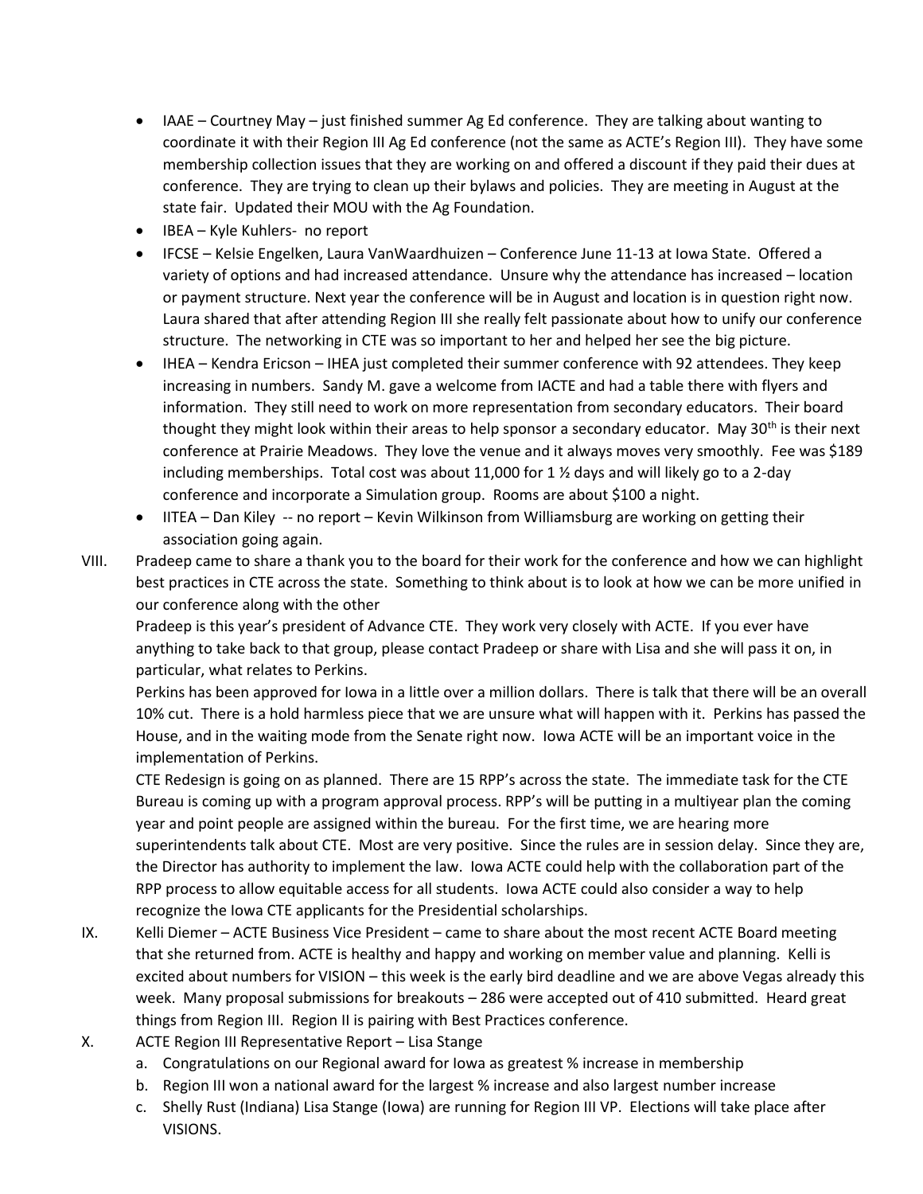- IAAE – Courtney May – just finished summer Ag Ed conference. They are talking about wanting to coordinate it with their Region III Ag Ed conference (not the same as ACTE's Region III). They have some membership collection issues that they are working on and offered a discount if they paid their dues at conference. They are trying to clean up their bylaws and policies. They are meeting in August at the state fair. Updated their MOU with the Ag Foundation.
- IBEA – Kyle Kuhlers- no report
- IFCSE – Kelsie Engelken, Laura VanWaardhuizen – Conference June 11-13 at Iowa State. Offered a variety of options and had increased attendance. Unsure why the attendance has increased – location or payment structure. Next year the conference will be in August and location is in question right now. Laura shared that after attending Region III she really felt passionate about how to unify our conference structure. The networking in CTE was so important to her and helped her see the big picture.
- IHEA – Kendra Ericson – IHEA just completed their summer conference with 92 attendees. They keep increasing in numbers. Sandy M. gave a welcome from IACTE and had a table there with flyers and information. They still need to work on more representation from secondary educators. Their board thought they might look within their areas to help sponsor a secondary educator. May 30th is their next conference at Prairie Meadows. They love the venue and it always moves very smoothly. Fee was $189 including memberships. Total cost was about 11,000 for 1 ½ days and will likely go to a 2-day conference and incorporate a Simulation group. Rooms are about $100 a night.
- IITEA – Dan Kiley -- no report – Kevin Wilkinson from Williamsburg are working on getting their association going again.

VIII. Pradeep came to share a thank you to the board for their work for the conference and how we can highlight best practices in CTE across the state. Something to think about is to look at how we can be more unified in our conference along with the other

Pradeep is this year's president of Advance CTE. They work very closely with ACTE. If you ever have anything to take back to that group, please contact Pradeep or share with Lisa and she will pass it on, in particular, what relates to Perkins.

Perkins has been approved for Iowa in a little over a million dollars. There is talk that there will be an overall 10% cut. There is a hold harmless piece that we are unsure what will happen with it. Perkins has passed the House, and in the waiting mode from the Senate right now. Iowa ACTE will be an important voice in the implementation of Perkins.

CTE Redesign is going on as planned. There are 15 RPP's across the state. The immediate task for the CTE Bureau is coming up with a program approval process. RPP's will be putting in a multiyear plan the coming year and point people are assigned within the bureau. For the first time, we are hearing more superintendents talk about CTE. Most are very positive. Since the rules are in session delay. Since they are, the Director has authority to implement the law. Iowa ACTE could help with the collaboration part of the RPP process to allow equitable access for all students. Iowa ACTE could also consider a way to help recognize the Iowa CTE applicants for the Presidential scholarships.

IX. Kelli Diemer – ACTE Business Vice President – came to share about the most recent ACTE Board meeting that she returned from. ACTE is healthy and happy and working on member value and planning. Kelli is excited about numbers for VISION – this week is the early bird deadline and we are above Vegas already this week. Many proposal submissions for breakouts – 286 were accepted out of 410 submitted. Heard great things from Region III. Region II is pairing with Best Practices conference.

X. ACTE Region III Representative Report – Lisa Stange

a. Congratulations on our Regional award for Iowa as greatest % increase in membership
b. Region III won a national award for the largest % increase and also largest number increase
c. Shelly Rust (Indiana) Lisa Stange (Iowa) are running for Region III VP. Elections will take place after VISIONS.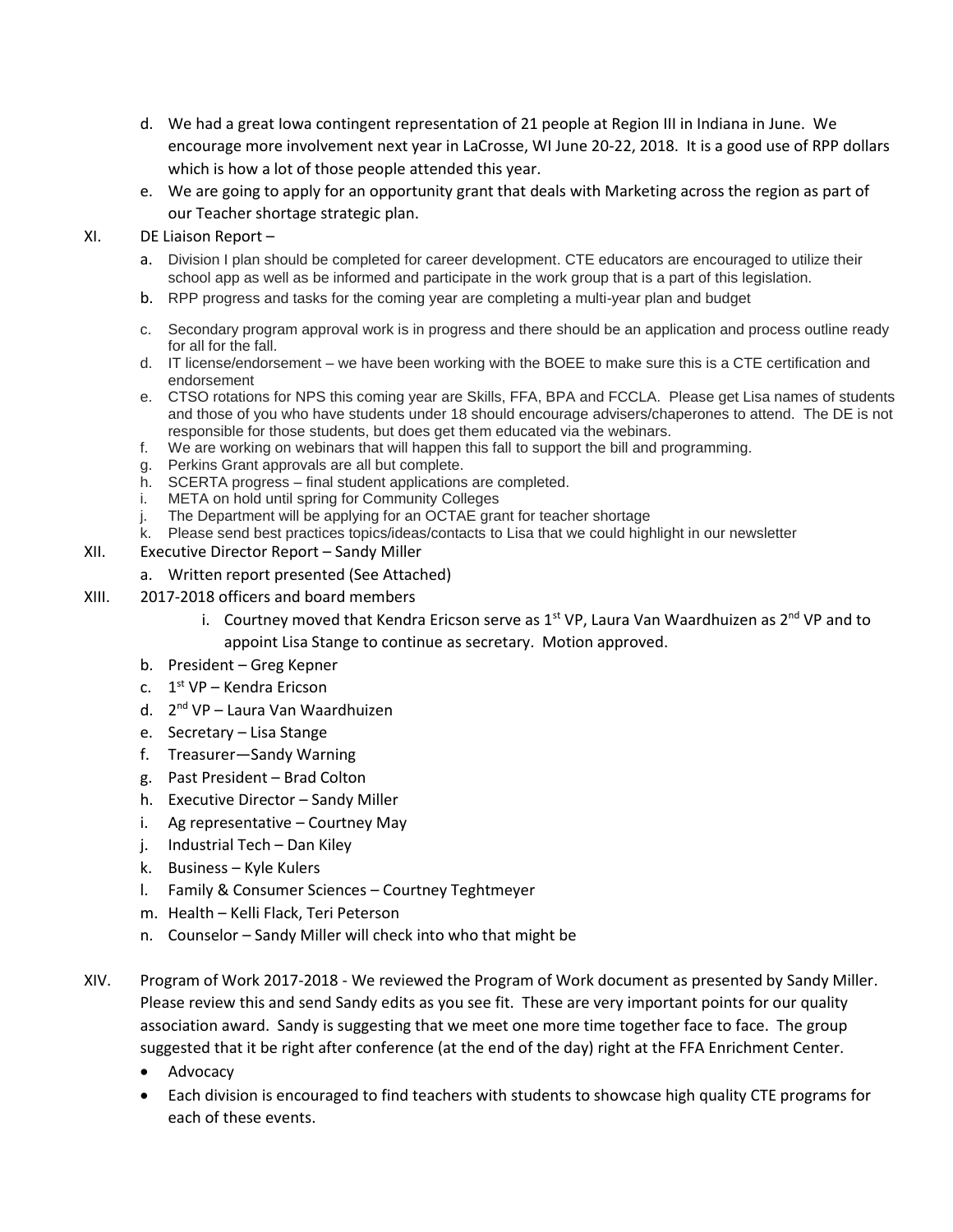d. We had a great Iowa contingent representation of 21 people at Region III in Indiana in June. We encourage more involvement next year in LaCrosse, WI June 20-22, 2018. It is a good use of RPP dollars which is how a lot of those people attended this year.

e. We are going to apply for an opportunity grant that deals with Marketing across the region as part of our Teacher shortage strategic plan.

XI. DE Liaison Report –

a. Division I plan should be completed for career development. CTE educators are encouraged to utilize their school app as well as be informed and participate in the work group that is a part of this legislation.

b. RPP progress and tasks for the coming year are completing a multi-year plan and budget

c. Secondary program approval work is in progress and there should be an application and process outline ready for all for the fall.

d. IT license/endorsement – we have been working with the BOEE to make sure this is a CTE certification and endorsement

e. CTSO rotations for NPS this coming year are Skills, FFA, BPA and FCCLA. Please get Lisa names of students and those of you who have students under 18 should encourage advisers/chaperones to attend. The DE is not responsible for those students, but does get them educated via the webinars.

f. We are working on webinars that will happen this fall to support the bill and programming.

g. Perkins Grant approvals are all but complete.

h. SCERTA progress – final student applications are completed.

i. META on hold until spring for Community Colleges

j. The Department will be applying for an OCTAE grant for teacher shortage

k. Please send best practices topics/ideas/contacts to Lisa that we could highlight in our newsletter

XII. Executive Director Report – Sandy Miller

a. Written report presented (See Attached)

XIII. 2017-2018 officers and board members

i. Courtney moved that Kendra Ericson serve as 1st VP, Laura Van Waardhuizen as 2nd VP and to appoint Lisa Stange to continue as secretary. Motion approved.

b. President – Greg Kepner

c. 1st VP – Kendra Ericson

d. 2nd VP – Laura Van Waardhuizen

e. Secretary – Lisa Stange

f. Treasurer—Sandy Warning

g. Past President – Brad Colton

h. Executive Director – Sandy Miller

i. Ag representative – Courtney May

j. Industrial Tech – Dan Kiley

k. Business – Kyle Kulers

l. Family & Consumer Sciences – Courtney Teghtmeyer

m. Health – Kelli Flack, Teri Peterson

n. Counselor – Sandy Miller will check into who that might be

XIV. Program of Work 2017-2018 - We reviewed the Program of Work document as presented by Sandy Miller. Please review this and send Sandy edits as you see fit. These are very important points for our quality association award. Sandy is suggesting that we meet one more time together face to face. The group suggested that it be right after conference (at the end of the day) right at the FFA Enrichment Center.

- Advocacy
- Each division is encouraged to find teachers with students to showcase high quality CTE programs for each of these events.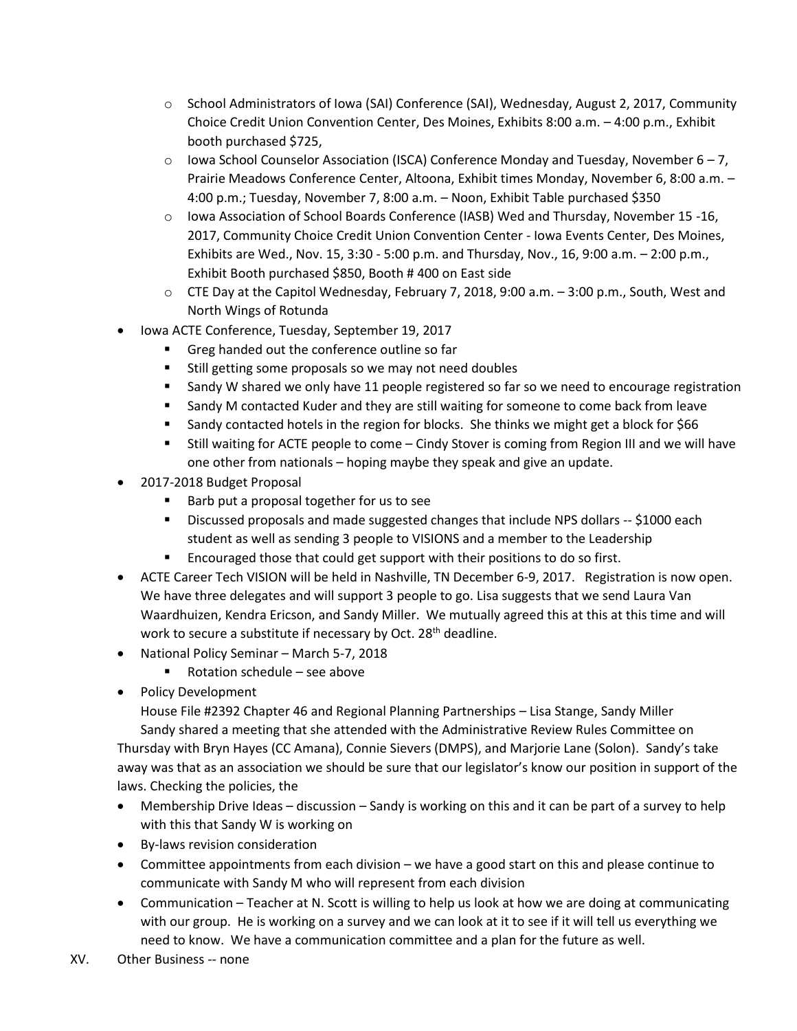- School Administrators of Iowa (SAI) Conference (SAI), Wednesday, August 2, 2017, Community Choice Credit Union Convention Center, Des Moines, Exhibits 8:00 a.m. – 4:00 p.m., Exhibit booth purchased $725,
    - Iowa School Counselor Association (ISCA) Conference Monday and Tuesday, November 6 – 7, Prairie Meadows Conference Center, Altoona, Exhibit times Monday, November 6, 8:00 a.m. – 4:00 p.m.; Tuesday, November 7, 8:00 a.m. – Noon, Exhibit Table purchased $350
    - Iowa Association of School Boards Conference (IASB) Wed and Thursday, November 15 -16, 2017, Community Choice Credit Union Convention Center - Iowa Events Center, Des Moines, Exhibits are Wed., Nov. 15, 3:30 - 5:00 p.m. and Thursday, Nov., 16, 9:00 a.m. – 2:00 p.m., Exhibit Booth purchased $850, Booth # 400 on East side
    - CTE Day at the Capitol Wednesday, February 7, 2018, 9:00 a.m. – 3:00 p.m., South, West and North Wings of Rotunda
- Iowa ACTE Conference, Tuesday, September 19, 2017
    - Greg handed out the conference outline so far
    - Still getting some proposals so we may not need doubles
    - Sandy W shared we only have 11 people registered so far so we need to encourage registration
    - Sandy M contacted Kuder and they are still waiting for someone to come back from leave
    - Sandy contacted hotels in the region for blocks. She thinks we might get a block for $66
    - Still waiting for ACTE people to come – Cindy Stover is coming from Region III and we will have one other from nationals – hoping maybe they speak and give an update.
- 2017-2018 Budget Proposal
    - Barb put a proposal together for us to see
    - Discussed proposals and made suggested changes that include NPS dollars -- $1000 each student as well as sending 3 people to VISIONS and a member to the Leadership
    - Encouraged those that could get support with their positions to do so first.
- ACTE Career Tech VISION will be held in Nashville, TN December 6-9, 2017. Registration is now open. We have three delegates and will support 3 people to go. Lisa suggests that we send Laura Van Waardhuizen, Kendra Ericson, and Sandy Miller. We mutually agreed this at this at this time and will work to secure a substitute if necessary by Oct. 28th deadline.
- National Policy Seminar – March 5-7, 2018
    - Rotation schedule – see above
- Policy Development

  House File #2392 Chapter 46 and Regional Planning Partnerships – Lisa Stange, Sandy Miller

  Sandy shared a meeting that she attended with the Administrative Review Rules Committee on Thursday with Bryn Hayes (CC Amana), Connie Sievers (DMPS), and Marjorie Lane (Solon). Sandy's take away was that as an association we should be sure that our legislator's know our position in support of the laws. Checking the policies, the
- Membership Drive Ideas – discussion – Sandy is working on this and it can be part of a survey to help with this that Sandy W is working on
- By-laws revision consideration
- Committee appointments from each division – we have a good start on this and please continue to communicate with Sandy M who will represent from each division
- Communication – Teacher at N. Scott is willing to help us look at how we are doing at communicating with our group. He is working on a survey and we can look at it to see if it will tell us everything we need to know. We have a communication committee and a plan for the future as well.

XV. Other Business -- none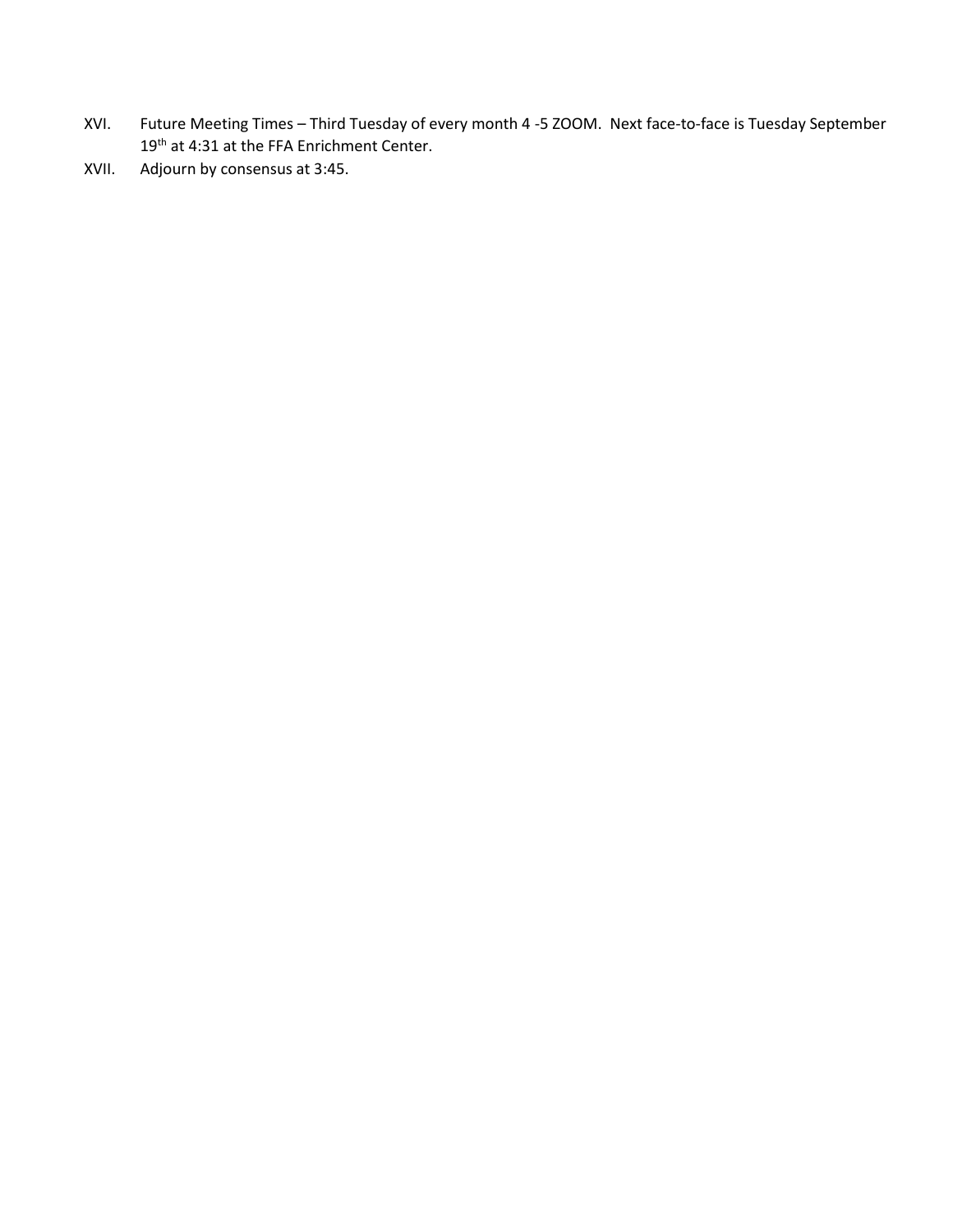XVI. Future Meeting Times – Third Tuesday of every month 4 -5 ZOOM. Next face-to-face is Tuesday September 19th at 4:31 at the FFA Enrichment Center.

XVII. Adjourn by consensus at 3:45.